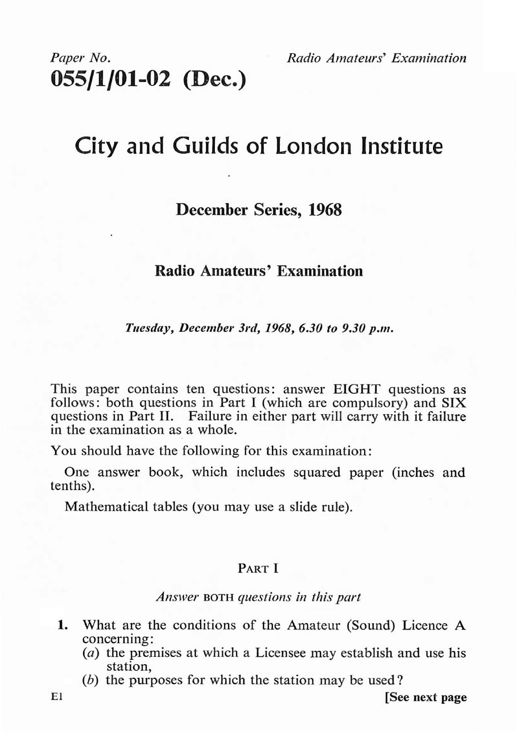*Paper No.* *Radio Amateurs' Examination*

# 055/1/01-02 (Dec.)

# City and Guilds of London Institute

## December Series, 1968

## Radio Amateurs' Examination

*Tuesday, December 3rd, 1968, 6.30 to 9.30 p.m.*

This paper contains ten questions: answer EIGHT questions as follows: both questions in Part I (which are compulsory) and SIX questions in Part II. Failure in either part will carry with it failure in the examination as a whole.

You should have the following for this examination:

One answer book, which includes squared paper (inches and tenths).

Mathematical tables (you may use a slide rule).

### PART I

*Answer* BOTH *questions in this part*

**1.** What are the conditions of the Amateur (Sound) Licence A concerning:

(*a*) the premises at which a Licensee may establish and use his station,

(*b*) the purposes for which the station may be used?

E1 **[See next page**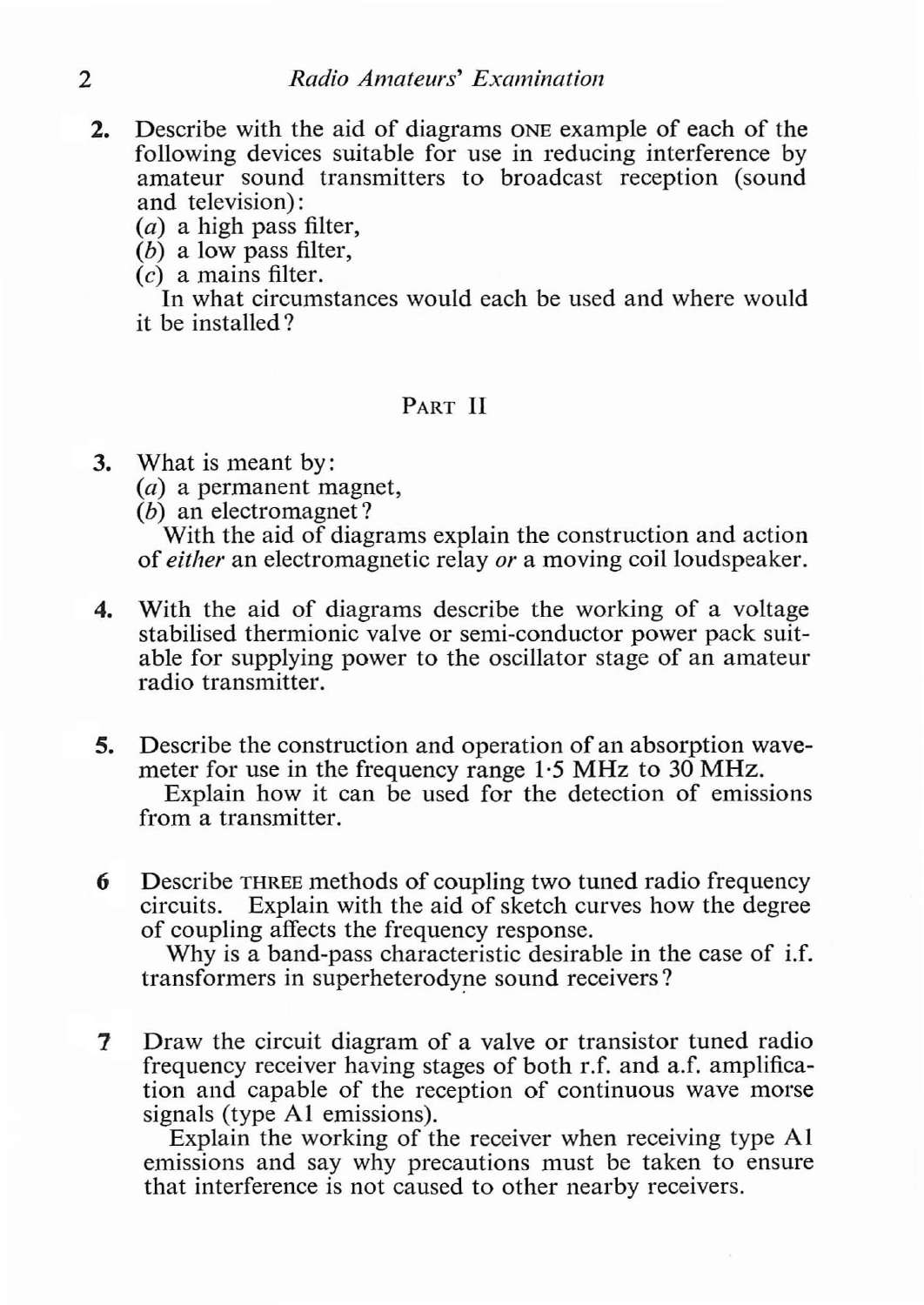2. Describe with the aid of diagrams ONE example of each of the following devices suitable for use in reducing interference by amateur sound transmitters to broadcast reception (sound and television):

   (*a*) a high pass filter,

   (*b*) a low pass filter,

   (*c*) a mains filter.

   In what circumstances would each be used and where would it be installed?

## PART II

3. What is meant by:

   (*a*) a permanent magnet,

   (*b*) an electromagnet?

   With the aid of diagrams explain the construction and action of *either* an electromagnetic relay *or* a moving coil loudspeaker.

4. With the aid of diagrams describe the working of a voltage stabilised thermionic valve or semi-conductor power pack suitable for supplying power to the oscillator stage of an amateur radio transmitter.

5. Describe the construction and operation of an absorption wavemeter for use in the frequency range 1·5 MHz to 30 MHz.

   Explain how it can be used for the detection of emissions from a transmitter.

6 Describe THREE methods of coupling two tuned radio frequency circuits. Explain with the aid of sketch curves how the degree of coupling affects the frequency response.

   Why is a band-pass characteristic desirable in the case of i.f. transformers in superheterodyne sound receivers?

7 Draw the circuit diagram of a valve or transistor tuned radio frequency receiver having stages of both r.f. and a.f. amplification and capable of the reception of continuous wave morse signals (type A1 emissions).

   Explain the working of the receiver when receiving type A1 emissions and say why precautions must be taken to ensure that interference is not caused to other nearby receivers.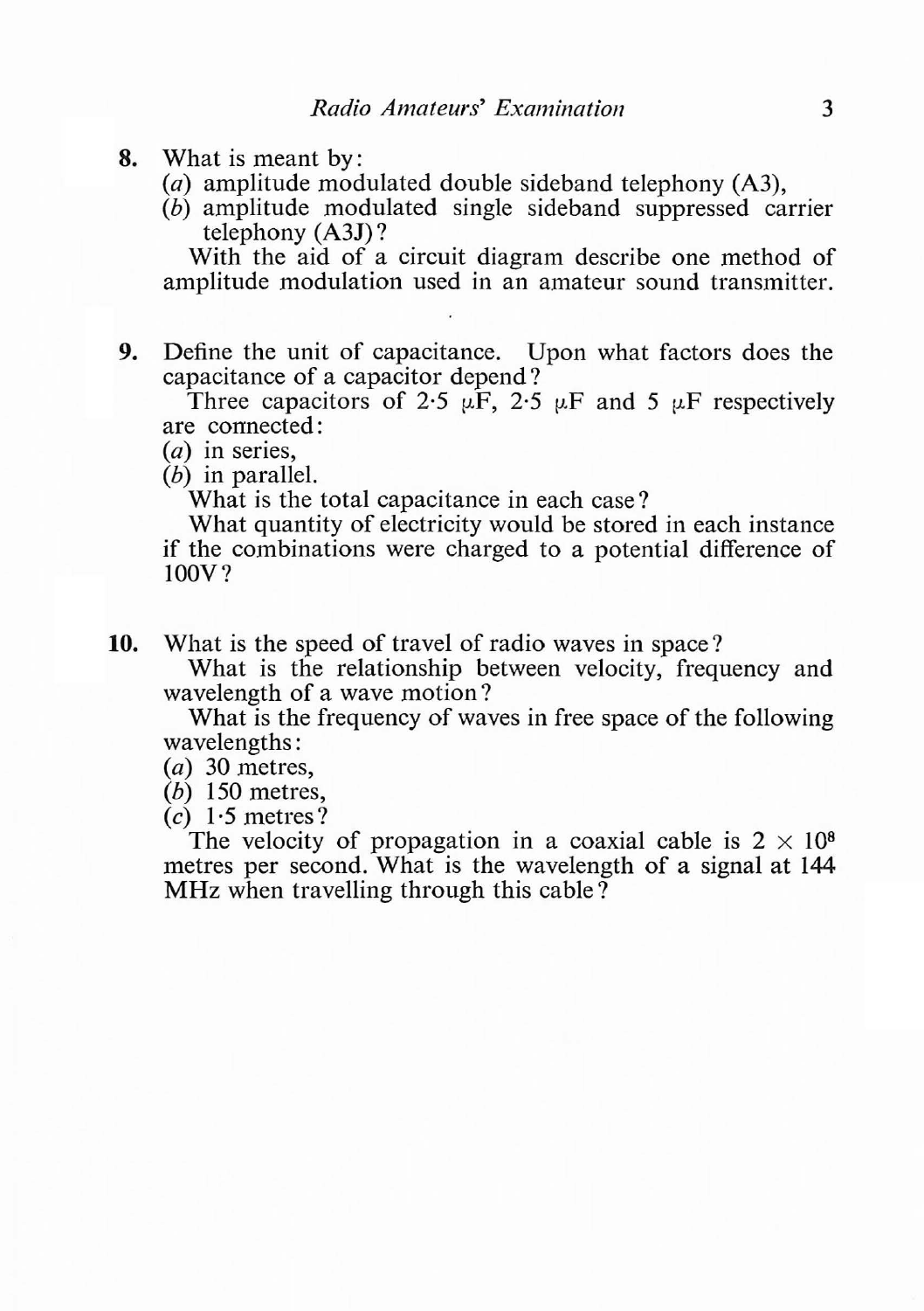8. What is meant by:

   (*a*) amplitude modulated double sideband telephony (A3),

   (*b*) amplitude modulated single sideband suppressed carrier telephony (A3J)?

   With the aid of a circuit diagram describe one method of amplitude modulation used in an amateur sound transmitter.

9. Define the unit of capacitance. Upon what factors does the capacitance of a capacitor depend?

   Three capacitors of 2·5 μF, 2·5 μF and 5 μF respectively are connected:

   (*a*) in series,

   (*b*) in parallel.

   What is the total capacitance in each case?

   What quantity of electricity would be stored in each instance if the combinations were charged to a potential difference of 100V?

10. What is the speed of travel of radio waves in space?

    What is the relationship between velocity, frequency and wavelength of a wave motion?

    What is the frequency of waves in free space of the following wavelengths:

    (*a*) 30 metres,

    (*b*) 150 metres,

    (*c*) 1·5 metres?

    The velocity of propagation in a coaxial cable is $2 \times 10^8$ metres per second. What is the wavelength of a signal at 144 MHz when travelling through this cable?